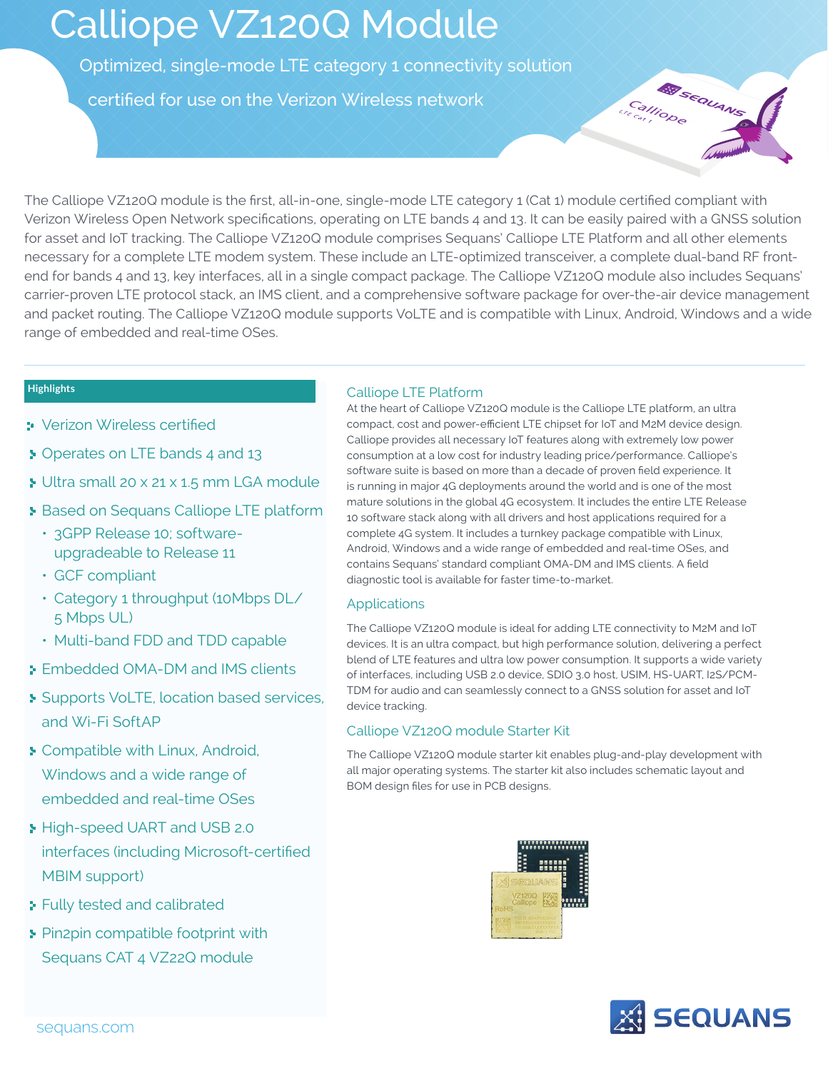# Calliope VZ120Q Module

Optimized, single-mode LTE category 1 connectivity solution certified for use on the Verizon Wireless network

The Calliope VZ120Q module is the first, all-in-one, single-mode LTE category 1 (Cat 1) module certified compliant with Verizon Wireless Open Network specifications, operating on LTE bands 4 and 13. It can be easily paired with a GNSS solution for asset and IoT tracking. The Calliope VZ120Q module comprises Sequans' Calliope LTE Platform and all other elements necessary for a complete LTE modem system. These include an LTE-optimized transceiver, a complete dual-band RF front-end for bands 4 and 13, key interfaces, all in a single compact package. The Calliope VZ120Q module also includes Sequans' carrier-proven LTE protocol stack, an IMS client, and a comprehensive software package for over-the-air device management and packet routing. The Calliope VZ120Q module supports VoLTE and is compatible with Linux, Android, Windows and a wide range of embedded and real-time OSes.

## Highlights

- Verizon Wireless certified
- Operates on LTE bands 4 and 13
- Ultra small 20 x 21 x 1.5 mm LGA module
- Based on Sequans Calliope LTE platform
  - 3GPP Release 10; software-upgradeable to Release 11
  - GCF compliant
  - Category 1 throughput (10Mbps DL/ 5 Mbps UL)
  - Multi-band FDD and TDD capable
- Embedded OMA-DM and IMS clients
- Supports VoLTE, location based services, and Wi-Fi SoftAP
- Compatible with Linux, Android, Windows and a wide range of embedded and real-time OSes
- High-speed UART and USB 2.0 interfaces (including Microsoft-certified MBIM support)
- Fully tested and calibrated
- Pin2pin compatible footprint with Sequans CAT 4 VZ22Q module

## Calliope LTE Platform

At the heart of Calliope VZ120Q module is the Calliope LTE platform, an ultra compact, cost and power-efficient LTE chipset for IoT and M2M device design. Calliope provides all necessary IoT features along with extremely low power consumption at a low cost for industry leading price/performance. Calliope's software suite is based on more than a decade of proven field experience. It is running in major 4G deployments around the world and is one of the most mature solutions in the global 4G ecosystem. It includes the entire LTE Release 10 software stack along with all drivers and host applications required for a complete 4G system. It includes a turnkey package compatible with Linux, Android, Windows and a wide range of embedded and real-time OSes, and contains Sequans' standard compliant OMA-DM and IMS clients. A field diagnostic tool is available for faster time-to-market.

## Applications

The Calliope VZ120Q module is ideal for adding LTE connectivity to M2M and IoT devices. It is an ultra compact, but high performance solution, delivering a perfect blend of LTE features and ultra low power consumption. It supports a wide variety of interfaces, including USB 2.0 device, SDIO 3.0 host, USIM, HS-UART, I2S/PCM-TDM for audio and can seamlessly connect to a GNSS solution for asset and IoT device tracking.

## Calliope VZ120Q module Starter Kit

The Calliope VZ120Q module starter kit enables plug-and-play development with all major operating systems. The starter kit also includes schematic layout and BOM design files for use in PCB designs.

sequans.com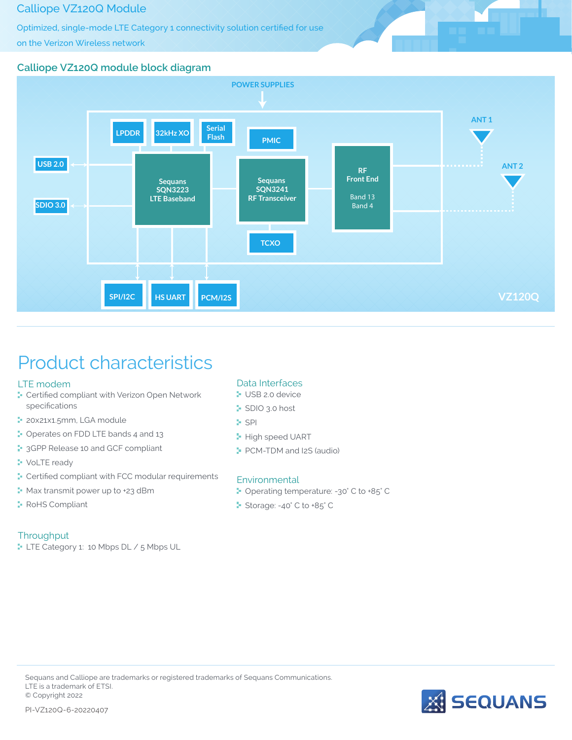# Calliope VZ120Q Module

Optimized, single-mode LTE Category 1 connectivity solution certified for use on the Verizon Wireless network

## Calliope VZ120Q module block diagram

POWER SUPPLIES

LPDDR

32kHz XO

Serial Flash

PMIC

USB 2.0

SDIO 3.0

Sequans SQN3223 LTE Baseband

Sequans SQN3241 RF Transceiver

RF Front End

Band 13

Band 4

TCXO

ANT 1

ANT 2

SPI/I2C

HS UART

PCM/I2S

VZ120Q

# Product characteristics

## LTE modem

- Certified compliant with Verizon Open Network specifications
- 20x21x1.5mm, LGA module
- Operates on FDD LTE bands 4 and 13
- 3GPP Release 10 and GCF compliant
- VoLTE ready
- Certified compliant with FCC modular requirements
- Max transmit power up to +23 dBm
- RoHS Compliant

## Throughput

- LTE Category 1: 10 Mbps DL / 5 Mbps UL

## Data Interfaces

- USB 2.0 device
- SDIO 3.0 host
- SPI
- High speed UART
- PCM-TDM and I2S (audio)

## Environmental

- Operating temperature: -30° C to +85° C
- Storage: -40° C to +85° C

Sequans and Calliope are trademarks or registered trademarks of Sequans Communications.
LTE is a trademark of ETSI.
© Copyright 2022

PI-VZ120Q-6-20220407

SEQUANS